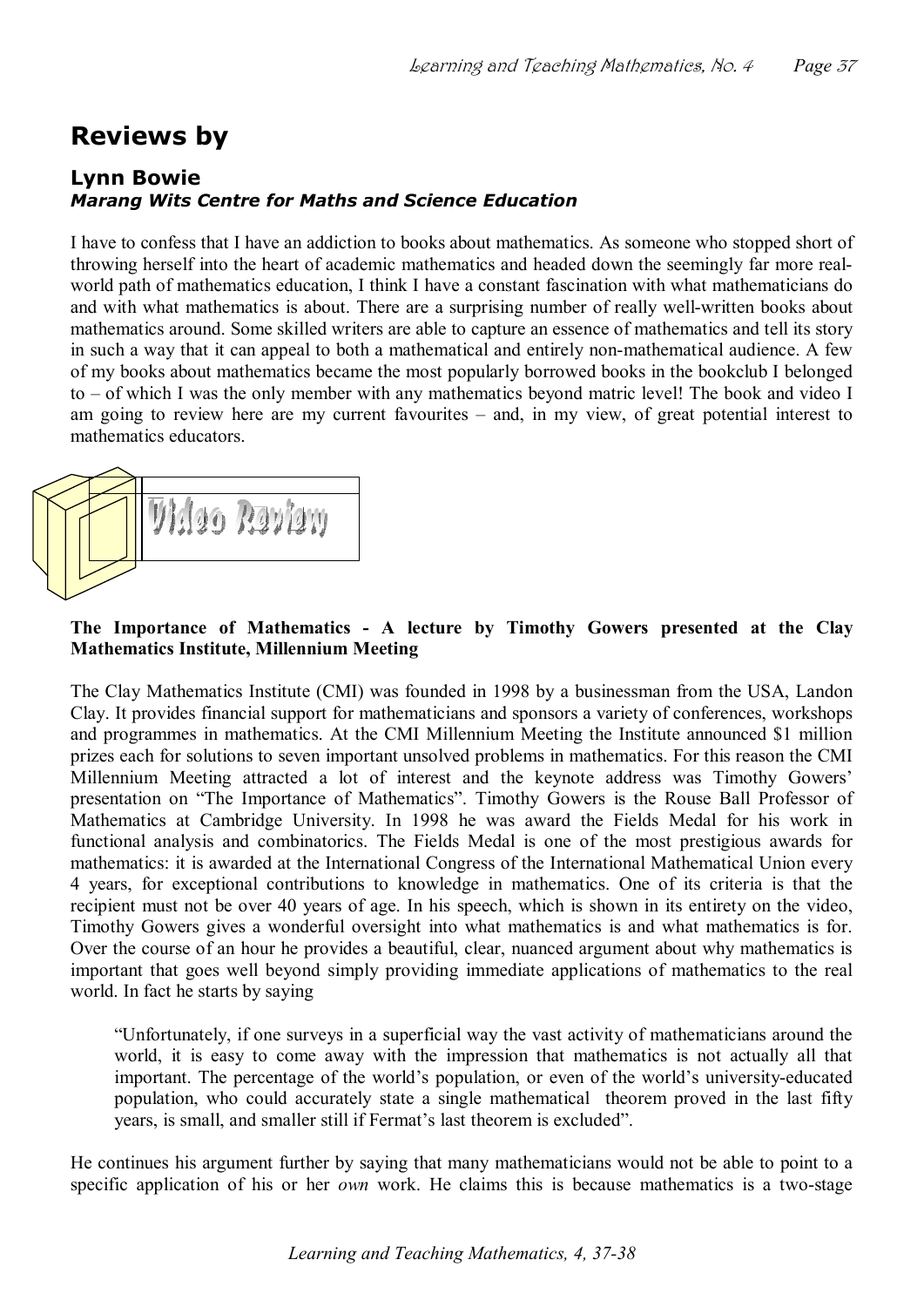# Reviews by

## Lynn Bowie

### *Marang Wits Centre for Maths and Science Education*

I have to confess that I have an addiction to books about mathematics. As someone who stopped short of throwing herself into the heart of academic mathematics and headed down the seemingly far more real-world path of mathematics education, I think I have a constant fascination with what mathematicians do and with what mathematics is about. There are a surprising number of really well-written books about mathematics around. Some skilled writers are able to capture an essence of mathematics and tell its story in such a way that it can appeal to both a mathematical and entirely non-mathematical audience. A few of my books about mathematics became the most popularly borrowed books in the bookclub I belonged to – of which I was the only member with any mathematics beyond matric level! The book and video I am going to review here are my current favourites – and, in my view, of great potential interest to mathematics educators.

Video Review

**The Importance of Mathematics - A lecture by Timothy Gowers presented at the Clay Mathematics Institute, Millennium Meeting**

The Clay Mathematics Institute (CMI) was founded in 1998 by a businessman from the USA, Landon Clay. It provides financial support for mathematicians and sponsors a variety of conferences, workshops and programmes in mathematics. At the CMI Millennium Meeting the Institute announced $1 million prizes each for solutions to seven important unsolved problems in mathematics. For this reason the CMI Millennium Meeting attracted a lot of interest and the keynote address was Timothy Gowers' presentation on "The Importance of Mathematics". Timothy Gowers is the Rouse Ball Professor of Mathematics at Cambridge University. In 1998 he was award the Fields Medal for his work in functional analysis and combinatorics. The Fields Medal is one of the most prestigious awards for mathematics: it is awarded at the International Congress of the International Mathematical Union every 4 years, for exceptional contributions to knowledge in mathematics. One of its criteria is that the recipient must not be over 40 years of age. In his speech, which is shown in its entirety on the video, Timothy Gowers gives a wonderful oversight into what mathematics is and what mathematics is for. Over the course of an hour he provides a beautiful, clear, nuanced argument about why mathematics is important that goes well beyond simply providing immediate applications of mathematics to the real world. In fact he starts by saying

> "Unfortunately, if one surveys in a superficial way the vast activity of mathematicians around the world, it is easy to come away with the impression that mathematics is not actually all that important. The percentage of the world's population, or even of the world's university-educated population, who could accurately state a single mathematical theorem proved in the last fifty years, is small, and smaller still if Fermat's last theorem is excluded".

He continues his argument further by saying that many mathematicians would not be able to point to a specific application of his or her *own* work. He claims this is because mathematics is a two-stage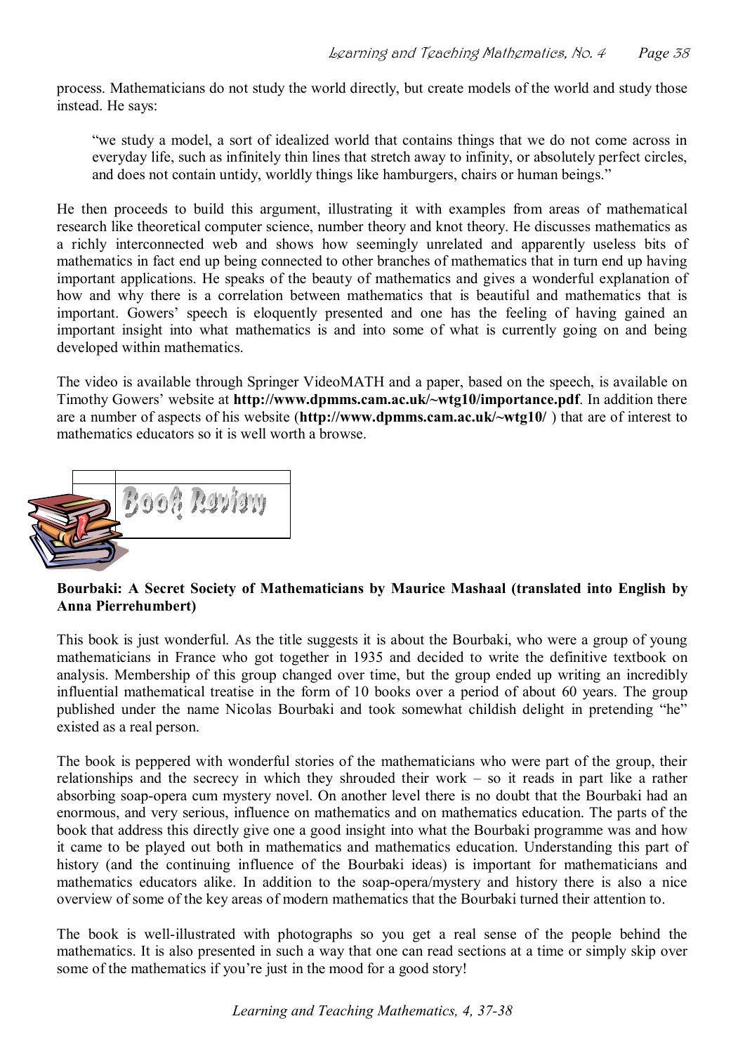process. Mathematicians do not study the world directly, but create models of the world and study those instead. He says:

> "we study a model, a sort of idealized world that contains things that we do not come across in everyday life, such as infinitely thin lines that stretch away to infinity, or absolutely perfect circles, and does not contain untidy, worldly things like hamburgers, chairs or human beings."

He then proceeds to build this argument, illustrating it with examples from areas of mathematical research like theoretical computer science, number theory and knot theory. He discusses mathematics as a richly interconnected web and shows how seemingly unrelated and apparently useless bits of mathematics in fact end up being connected to other branches of mathematics that in turn end up having important applications. He speaks of the beauty of mathematics and gives a wonderful explanation of how and why there is a correlation between mathematics that is beautiful and mathematics that is important. Gowers' speech is eloquently presented and one has the feeling of having gained an important insight into what mathematics is and into some of what is currently going on and being developed within mathematics.

The video is available through Springer VideoMATH and a paper, based on the speech, is available on Timothy Gowers' website at **http://www.dpmms.cam.ac.uk/~wtg10/importance.pdf**. In addition there are a number of aspects of his website (**http://www.dpmms.cam.ac.uk/~wtg10/** ) that are of interest to mathematics educators so it is well worth a browse.

## Book Review

**Bourbaki: A Secret Society of Mathematicians by Maurice Mashaal (translated into English by Anna Pierrehumbert)**

This book is just wonderful. As the title suggests it is about the Bourbaki, who were a group of young mathematicians in France who got together in 1935 and decided to write the definitive textbook on analysis. Membership of this group changed over time, but the group ended up writing an incredibly influential mathematical treatise in the form of 10 books over a period of about 60 years. The group published under the name Nicolas Bourbaki and took somewhat childish delight in pretending "he" existed as a real person.

The book is peppered with wonderful stories of the mathematicians who were part of the group, their relationships and the secrecy in which they shrouded their work – so it reads in part like a rather absorbing soap-opera cum mystery novel. On another level there is no doubt that the Bourbaki had an enormous, and very serious, influence on mathematics and on mathematics education. The parts of the book that address this directly give one a good insight into what the Bourbaki programme was and how it came to be played out both in mathematics and mathematics education. Understanding this part of history (and the continuing influence of the Bourbaki ideas) is important for mathematicians and mathematics educators alike. In addition to the soap-opera/mystery and history there is also a nice overview of some of the key areas of modern mathematics that the Bourbaki turned their attention to.

The book is well-illustrated with photographs so you get a real sense of the people behind the mathematics. It is also presented in such a way that one can read sections at a time or simply skip over some of the mathematics if you're just in the mood for a good story!